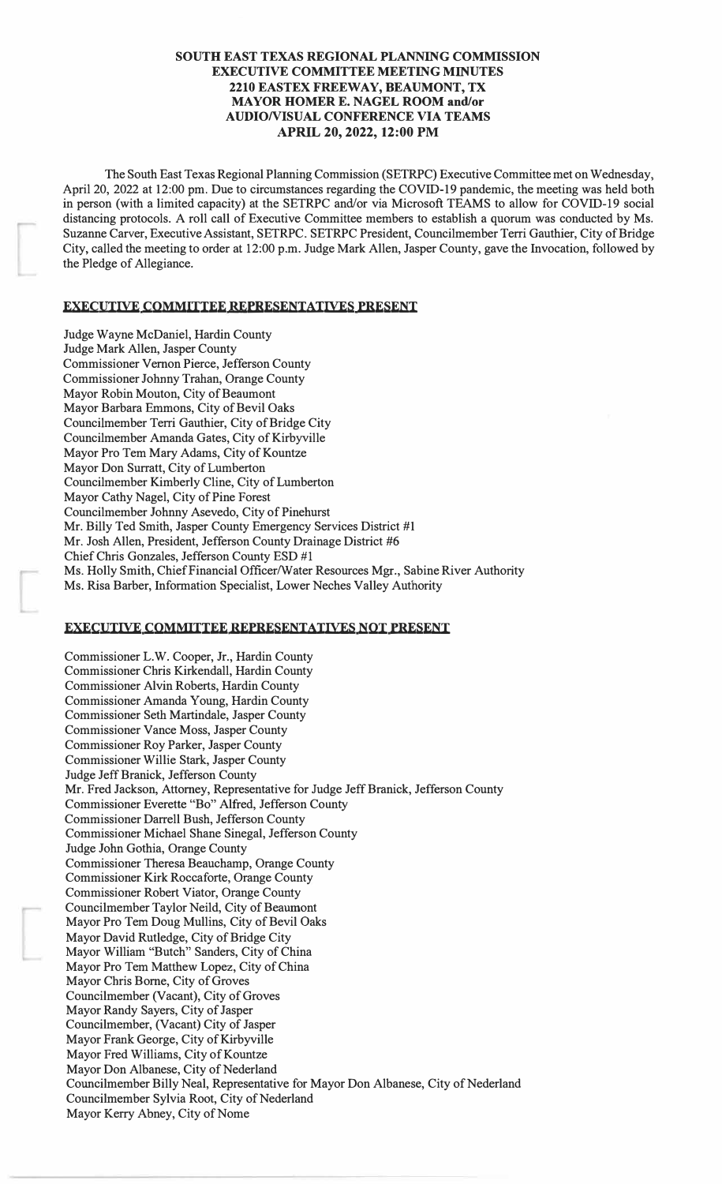# SOUTH EAST TEXAS REGIONAL PLANNING COMMISSION
## EXECUTIVE COMMITTEE MEETING MINUTES
### 2210 EASTEX FREEWAY, BEAUMONT, TX
### MAYOR HOMER E. NAGEL ROOM and/or
### AUDIO/VISUAL CONFERENCE VIA TEAMS
### APRIL 20, 2022, 12:00 PM

The South East Texas Regional Planning Commission (SETRPC) Executive Committee met on Wednesday, April 20, 2022 at 12:00 pm. Due to circumstances regarding the COVID-19 pandemic, the meeting was held both in person (with a limited capacity) at the SETRPC and/or via Microsoft TEAMS to allow for COVID-19 social distancing protocols. A roll call of Executive Committee members to establish a quorum was conducted by Ms. Suzanne Carver, Executive Assistant, SETRPC. SETRPC President, Councilmember Terri Gauthier, City of Bridge City, called the meeting to order at 12:00 p.m. Judge Mark Allen, Jasper County, gave the Invocation, followed by the Pledge of Allegiance.

## EXECUTIVE COMMITTEE REPRESENTATIVES PRESENT

Judge Wayne McDaniel, Hardin County
Judge Mark Allen, Jasper County
Commissioner Vernon Pierce, Jefferson County
Commissioner Johnny Trahan, Orange County
Mayor Robin Mouton, City of Beaumont
Mayor Barbara Emmons, City of Bevil Oaks
Councilmember Terri Gauthier, City of Bridge City
Councilmember Amanda Gates, City of Kirbyville
Mayor Pro Tem Mary Adams, City of Kountze
Mayor Don Surratt, City of Lumberton
Councilmember Kimberly Cline, City of Lumberton
Mayor Cathy Nagel, City of Pine Forest
Councilmember Johnny Asevedo, City of Pinehurst
Mr. Billy Ted Smith, Jasper County Emergency Services District #1
Mr. Josh Allen, President, Jefferson County Drainage District #6
Chief Chris Gonzales, Jefferson County ESD #1
Ms. Holly Smith, Chief Financial Officer/Water Resources Mgr., Sabine River Authority
Ms. Risa Barber, Information Specialist, Lower Neches Valley Authority

## EXECUTIVE COMMITTEE REPRESENTATIVES NOT PRESENT

Commissioner L.W. Cooper, Jr., Hardin County
Commissioner Chris Kirkendall, Hardin County
Commissioner Alvin Roberts, Hardin County
Commissioner Amanda Young, Hardin County
Commissioner Seth Martindale, Jasper County
Commissioner Vance Moss, Jasper County
Commissioner Roy Parker, Jasper County
Commissioner Willie Stark, Jasper County
Judge Jeff Branick, Jefferson County
Mr. Fred Jackson, Attorney, Representative for Judge Jeff Branick, Jefferson County
Commissioner Everette "Bo" Alfred, Jefferson County
Commissioner Darrell Bush, Jefferson County
Commissioner Michael Shane Sinegal, Jefferson County
Judge John Gothia, Orange County
Commissioner Theresa Beauchamp, Orange County
Commissioner Kirk Roccaforte, Orange County
Commissioner Robert Viator, Orange County
Councilmember Taylor Neild, City of Beaumont
Mayor Pro Tem Doug Mullins, City of Bevil Oaks
Mayor David Rutledge, City of Bridge City
Mayor William "Butch" Sanders, City of China
Mayor Pro Tem Matthew Lopez, City of China
Mayor Chris Borne, City of Groves
Councilmember (Vacant), City of Groves
Mayor Randy Sayers, City of Jasper
Councilmember, (Vacant) City of Jasper
Mayor Frank George, City of Kirbyville
Mayor Fred Williams, City of Kountze
Mayor Don Albanese, City of Nederland
Councilmember Billy Neal, Representative for Mayor Don Albanese, City of Nederland
Councilmember Sylvia Root, City of Nederland
Mayor Kerry Abney, City of Nome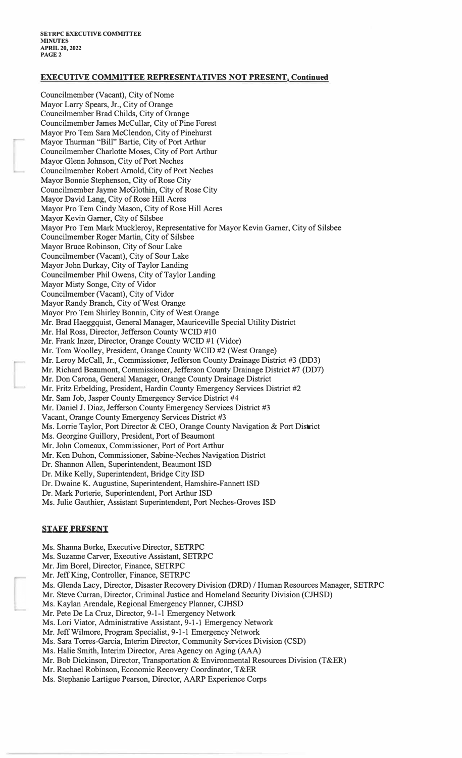## EXECUTIVE COMMITTEE REPRESENTATIVES NOT PRESENT, Continued

Councilmember (Vacant), City of Nome
Mayor Larry Spears, Jr., City of Orange
Councilmember Brad Childs, City of Orange
Councilmember James McCullar, City of Pine Forest
Mayor Pro Tem Sara McClendon, City of Pinehurst
Mayor Thurman "Bill" Bartie, City of Port Arthur
Councilmember Charlotte Moses, City of Port Arthur
Mayor Glenn Johnson, City of Port Neches
Councilmember Robert Arnold, City of Port Neches
Mayor Bonnie Stephenson, City of Rose City
Councilmember Jayme McGlothin, City of Rose City
Mayor David Lang, City of Rose Hill Acres
Mayor Pro Tem Cindy Mason, City of Rose Hill Acres
Mayor Kevin Garner, City of Silsbee
Mayor Pro Tem Mark Muckleroy, Representative for Mayor Kevin Garner, City of Silsbee
Councilmember Roger Martin, City of Silsbee
Mayor Bruce Robinson, City of Sour Lake
Councilmember (Vacant), City of Sour Lake
Mayor John Durkay, City of Taylor Landing
Councilmember Phil Owens, City of Taylor Landing
Mayor Misty Songe, City of Vidor
Councilmember (Vacant), City of Vidor
Mayor Randy Branch, City of West Orange
Mayor Pro Tem Shirley Bonnin, City of West Orange
Mr. Brad Haeggquist, General Manager, Mauriceville Special Utility District
Mr. Hal Ross, Director, Jefferson County WCID #10
Mr. Frank Inzer, Director, Orange County WCID #1 (Vidor)
Mr. Tom Woolley, President, Orange County WCID #2 (West Orange)
Mr. Leroy McCall, Jr., Commissioner, Jefferson County Drainage District #3 (DD3)
Mr. Richard Beaumont, Commissioner, Jefferson County Drainage District #7 (DD7)
Mr. Don Carona, General Manager, Orange County Drainage District
Mr. Fritz Erbelding, President, Hardin County Emergency Services District #2
Mr. Sam Job, Jasper County Emergency Service District #4
Mr. Daniel J. Diaz, Jefferson County Emergency Services District #3
Vacant, Orange County Emergency Services District #3
Ms. Lorrie Taylor, Port Director & CEO, Orange County Navigation & Port District
Ms. Georgine Guillory, President, Port of Beaumont
Mr. John Comeaux, Commissioner, Port of Port Arthur
Mr. Ken Duhon, Commissioner, Sabine-Neches Navigation District
Dr. Shannon Allen, Superintendent, Beaumont ISD
Dr. Mike Kelly, Superintendent, Bridge City ISD
Dr. Dwaine K. Augustine, Superintendent, Hamshire-Fannett ISD
Dr. Mark Porterie, Superintendent, Port Arthur ISD
Ms. Julie Gauthier, Assistant Superintendent, Port Neches-Groves ISD

## STAFF PRESENT

Ms. Shanna Burke, Executive Director, SETRPC
Ms. Suzanne Carver, Executive Assistant, SETRPC
Mr. Jim Borel, Director, Finance, SETRPC
Mr. Jeff King, Controller, Finance, SETRPC
Ms. Glenda Lacy, Director, Disaster Recovery Division (DRD) / Human Resources Manager, SETRPC
Mr. Steve Curran, Director, Criminal Justice and Homeland Security Division (CJHSD)
Ms. Kaylan Arendale, Regional Emergency Planner, CJHSD
Mr. Pete De La Cruz, Director, 9-1-1 Emergency Network
Ms. Lori Viator, Administrative Assistant, 9-1-1 Emergency Network
Mr. Jeff Wilmore, Program Specialist, 9-1-1 Emergency Network
Ms. Sara Torres-Garcia, Interim Director, Community Services Division (CSD)
Ms. Halie Smith, Interim Director, Area Agency on Aging (AAA)
Mr. Bob Dickinson, Director, Transportation & Environmental Resources Division (T&ER)
Mr. Rachael Robinson, Economic Recovery Coordinator, T&ER
Ms. Stephanie Lartigue Pearson, Director, AARP Experience Corps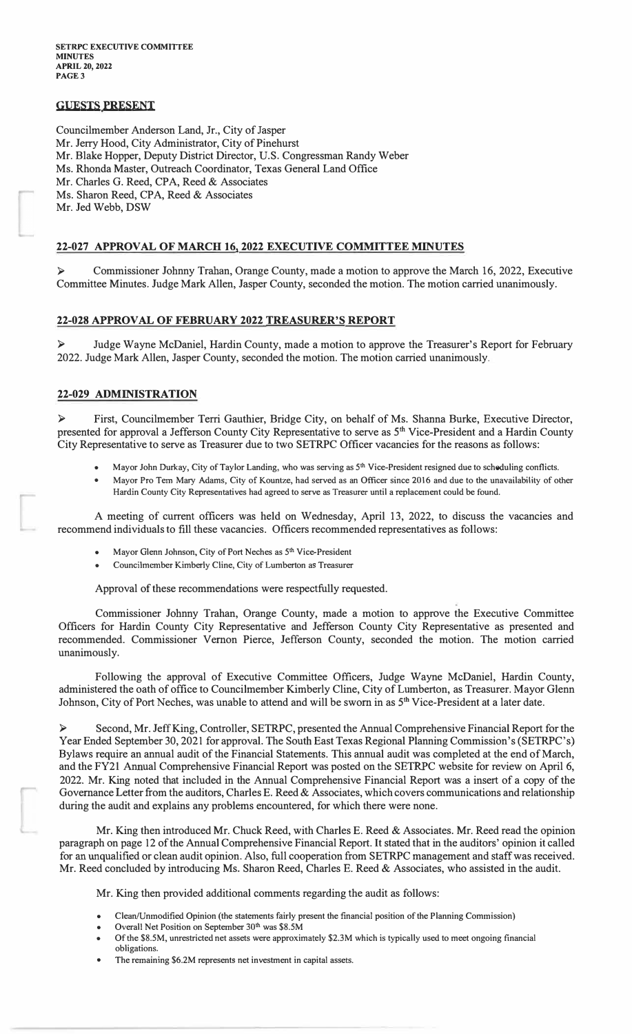## GUESTS PRESENT

Councilmember Anderson Land, Jr., City of Jasper
Mr. Jerry Hood, City Administrator, City of Pinehurst
Mr. Blake Hopper, Deputy District Director, U.S. Congressman Randy Weber
Ms. Rhonda Master, Outreach Coordinator, Texas General Land Office
Mr. Charles G. Reed, CPA, Reed & Associates
Ms. Sharon Reed, CPA, Reed & Associates
Mr. Jed Webb, DSW

## 22-027 APPROVAL OF MARCH 16, 2022 EXECUTIVE COMMITTEE MINUTES

➢ Commissioner Johnny Trahan, Orange County, made a motion to approve the March 16, 2022, Executive Committee Minutes. Judge Mark Allen, Jasper County, seconded the motion. The motion carried unanimously.

## 22-028 APPROVAL OF FEBRUARY 2022 TREASURER'S REPORT

➢ Judge Wayne McDaniel, Hardin County, made a motion to approve the Treasurer's Report for February 2022. Judge Mark Allen, Jasper County, seconded the motion. The motion carried unanimously.

## 22-029 ADMINISTRATION

➢ First, Councilmember Terri Gauthier, Bridge City, on behalf of Ms. Shanna Burke, Executive Director, presented for approval a Jefferson County City Representative to serve as 5th Vice-President and a Hardin County City Representative to serve as Treasurer due to two SETRPC Officer vacancies for the reasons as follows:

- Mayor John Durkay, City of Taylor Landing, who was serving as 5th Vice-President resigned due to scheduling conflicts.
- Mayor Pro Tem Mary Adams, City of Kountze, had served as an Officer since 2016 and due to the unavailability of other Hardin County City Representatives had agreed to serve as Treasurer until a replacement could be found.

A meeting of current officers was held on Wednesday, April 13, 2022, to discuss the vacancies and recommend individuals to fill these vacancies. Officers recommended representatives as follows:

- Mayor Glenn Johnson, City of Port Neches as 5th Vice-President
- Councilmember Kimberly Cline, City of Lumberton as Treasurer

Approval of these recommendations were respectfully requested.

Commissioner Johnny Trahan, Orange County, made a motion to approve the Executive Committee Officers for Hardin County City Representative and Jefferson County City Representative as presented and recommended. Commissioner Vernon Pierce, Jefferson County, seconded the motion. The motion carried unanimously.

Following the approval of Executive Committee Officers, Judge Wayne McDaniel, Hardin County, administered the oath of office to Councilmember Kimberly Cline, City of Lumberton, as Treasurer. Mayor Glenn Johnson, City of Port Neches, was unable to attend and will be sworn in as 5th Vice-President at a later date.

➢ Second, Mr. Jeff King, Controller, SETRPC, presented the Annual Comprehensive Financial Report for the Year Ended September 30, 2021 for approval. The South East Texas Regional Planning Commission's (SETRPC's) Bylaws require an annual audit of the Financial Statements. This annual audit was completed at the end of March, and the FY21 Annual Comprehensive Financial Report was posted on the SETRPC website for review on April 6, 2022. Mr. King noted that included in the Annual Comprehensive Financial Report was a insert of a copy of the Governance Letter from the auditors, Charles E. Reed & Associates, which covers communications and relationship during the audit and explains any problems encountered, for which there were none.

Mr. King then introduced Mr. Chuck Reed, with Charles E. Reed & Associates. Mr. Reed read the opinion paragraph on page 12 of the Annual Comprehensive Financial Report. It stated that in the auditors' opinion it called for an unqualified or clean audit opinion. Also, full cooperation from SETRPC management and staff was received. Mr. Reed concluded by introducing Ms. Sharon Reed, Charles E. Reed & Associates, who assisted in the audit.

Mr. King then provided additional comments regarding the audit as follows:

- Clean/Unmodified Opinion (the statements fairly present the financial position of the Planning Commission)
- Overall Net Position on September 30th was $8.5M
- Of the $8.5M, unrestricted net assets were approximately $2.3M which is typically used to meet ongoing financial obligations.
- The remaining $6.2M represents net investment in capital assets.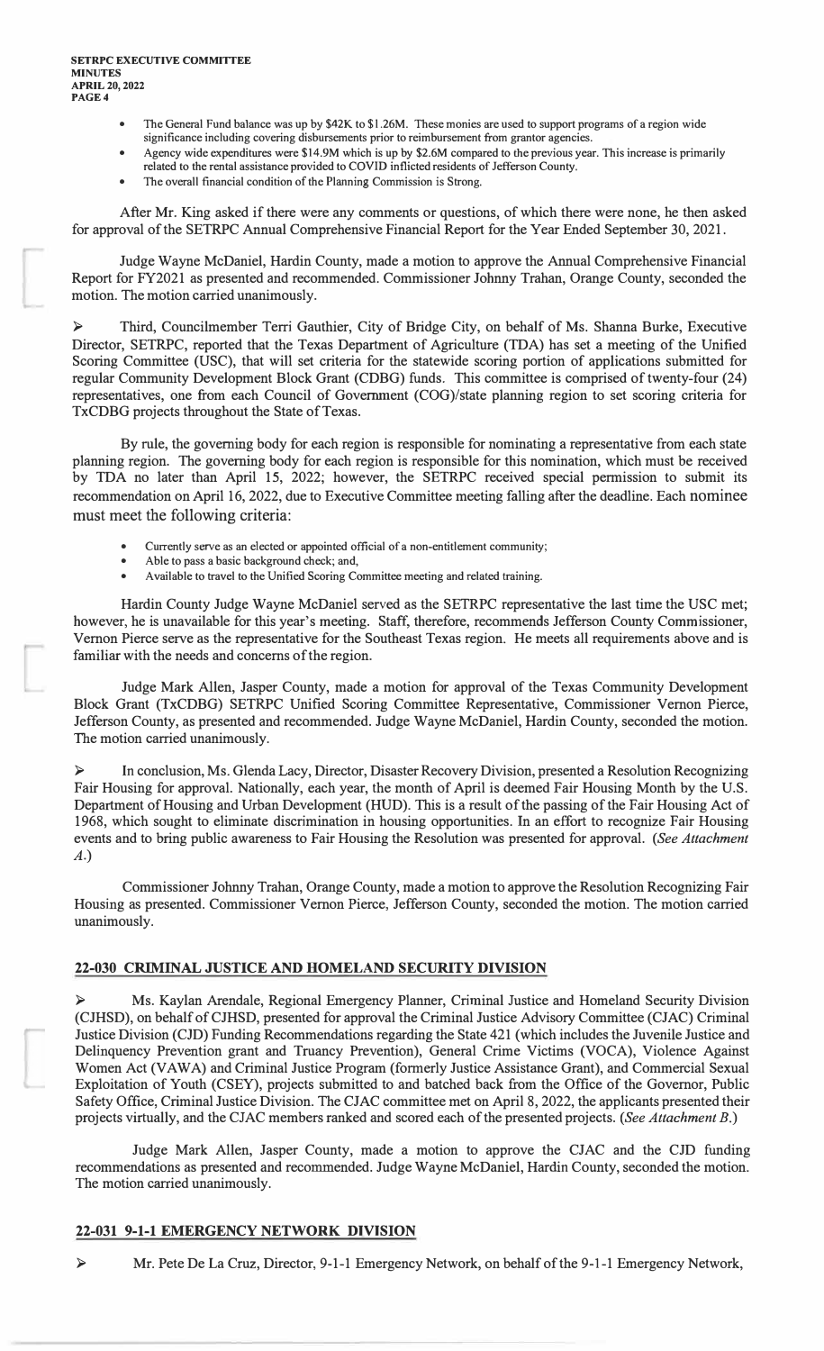- The General Fund balance was up by $42K to $1.26M. These monies are used to support programs of a region wide significance including covering disbursements prior to reimbursement from grantor agencies.
- Agency wide expenditures were $14.9M which is up by $2.6M compared to the previous year. This increase is primarily related to the rental assistance provided to COVID inflicted residents of Jefferson County.
- The overall financial condition of the Planning Commission is Strong.

After Mr. King asked if there were any comments or questions, of which there were none, he then asked for approval of the SETRPC Annual Comprehensive Financial Report for the Year Ended September 30, 2021.

Judge Wayne McDaniel, Hardin County, made a motion to approve the Annual Comprehensive Financial Report for FY2021 as presented and recommended. Commissioner Johnny Trahan, Orange County, seconded the motion. The motion carried unanimously.

➢ Third, Councilmember Terri Gauthier, City of Bridge City, on behalf of Ms. Shanna Burke, Executive Director, SETRPC, reported that the Texas Department of Agriculture (TDA) has set a meeting of the Unified Scoring Committee (USC), that will set criteria for the statewide scoring portion of applications submitted for regular Community Development Block Grant (CDBG) funds. This committee is comprised of twenty-four (24) representatives, one from each Council of Government (COG)/state planning region to set scoring criteria for TxCDBG projects throughout the State of Texas.

By rule, the governing body for each region is responsible for nominating a representative from each state planning region. The governing body for each region is responsible for this nomination, which must be received by TDA no later than April 15, 2022; however, the SETRPC received special permission to submit its recommendation on April 16, 2022, due to Executive Committee meeting falling after the deadline. Each nominee must meet the following criteria:

- Currently serve as an elected or appointed official of a non-entitlement community;
- Able to pass a basic background check; and,
- Available to travel to the Unified Scoring Committee meeting and related training.

Hardin County Judge Wayne McDaniel served as the SETRPC representative the last time the USC met; however, he is unavailable for this year's meeting. Staff, therefore, recommends Jefferson County Commissioner, Vernon Pierce serve as the representative for the Southeast Texas region. He meets all requirements above and is familiar with the needs and concerns of the region.

Judge Mark Allen, Jasper County, made a motion for approval of the Texas Community Development Block Grant (TxCDBG) SETRPC Unified Scoring Committee Representative, Commissioner Vernon Pierce, Jefferson County, as presented and recommended. Judge Wayne McDaniel, Hardin County, seconded the motion. The motion carried unanimously.

➢ In conclusion, Ms. Glenda Lacy, Director, Disaster Recovery Division, presented a Resolution Recognizing Fair Housing for approval. Nationally, each year, the month of April is deemed Fair Housing Month by the U.S. Department of Housing and Urban Development (HUD). This is a result of the passing of the Fair Housing Act of 1968, which sought to eliminate discrimination in housing opportunities. In an effort to recognize Fair Housing events and to bring public awareness to Fair Housing the Resolution was presented for approval. (*See Attachment A.*)

Commissioner Johnny Trahan, Orange County, made a motion to approve the Resolution Recognizing Fair Housing as presented. Commissioner Vernon Pierce, Jefferson County, seconded the motion. The motion carried unanimously.

## 22-030 CRIMINAL JUSTICE AND HOMELAND SECURITY DIVISION

➢ Ms. Kaylan Arendale, Regional Emergency Planner, Criminal Justice and Homeland Security Division (CJHSD), on behalf of CJHSD, presented for approval the Criminal Justice Advisory Committee (CJAC) Criminal Justice Division (CJD) Funding Recommendations regarding the State 421 (which includes the Juvenile Justice and Delinquency Prevention grant and Truancy Prevention), General Crime Victims (VOCA), Violence Against Women Act (VAWA) and Criminal Justice Program (formerly Justice Assistance Grant), and Commercial Sexual Exploitation of Youth (CSEY), projects submitted to and batched back from the Office of the Governor, Public Safety Office, Criminal Justice Division. The CJAC committee met on April 8, 2022, the applicants presented their projects virtually, and the CJAC members ranked and scored each of the presented projects. (*See Attachment B.*)

Judge Mark Allen, Jasper County, made a motion to approve the CJAC and the CJD funding recommendations as presented and recommended. Judge Wayne McDaniel, Hardin County, seconded the motion. The motion carried unanimously.

## 22-031 9-1-1 EMERGENCY NETWORK DIVISION

➢ Mr. Pete De La Cruz, Director, 9-1-1 Emergency Network, on behalf of the 9-1-1 Emergency Network,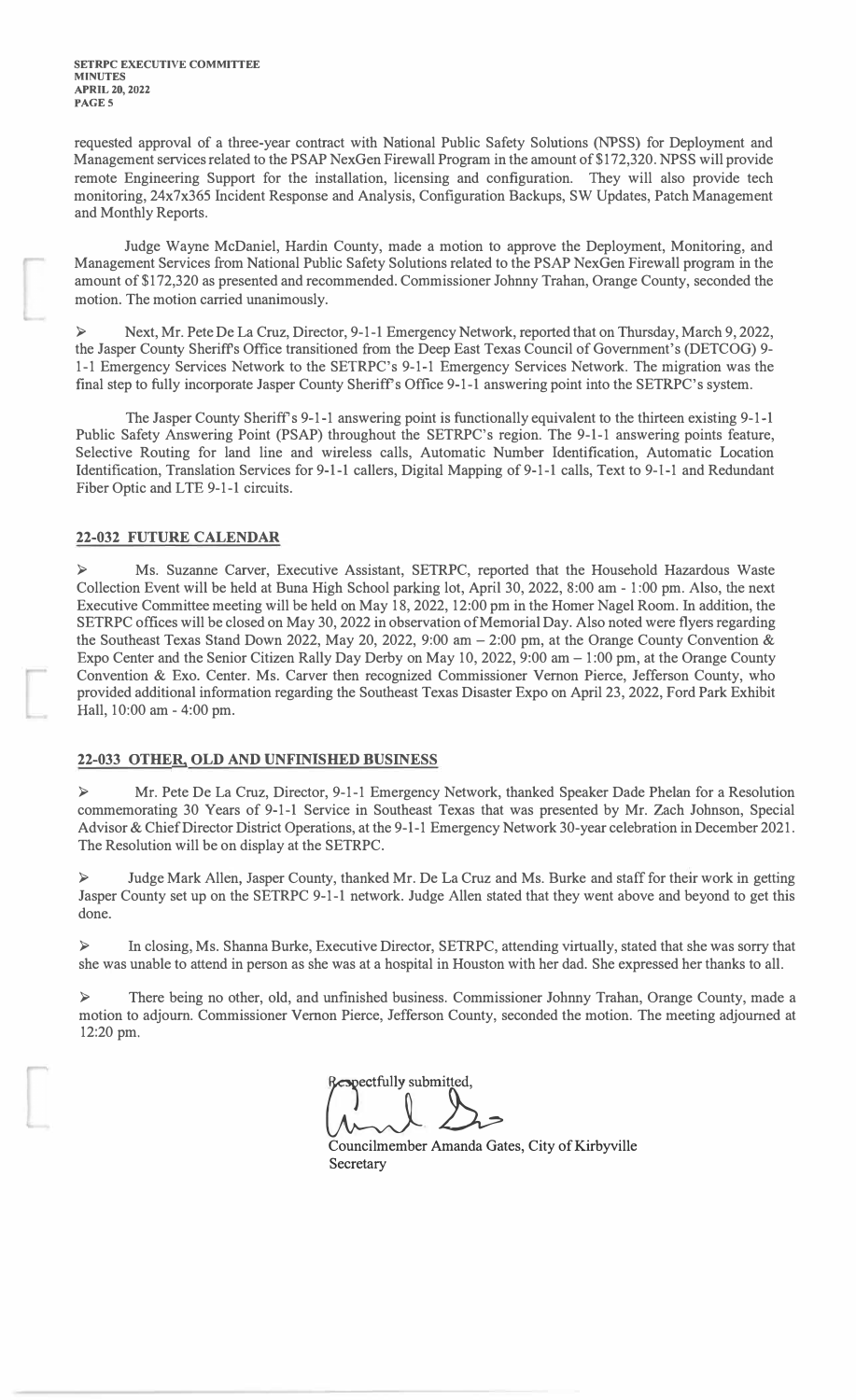requested approval of a three-year contract with National Public Safety Solutions (NPSS) for Deployment and Management services related to the PSAP NexGen Firewall Program in the amount of $172,320. NPSS will provide remote Engineering Support for the installation, licensing and configuration. They will also provide tech monitoring, 24x7x365 Incident Response and Analysis, Configuration Backups, SW Updates, Patch Management and Monthly Reports.

Judge Wayne McDaniel, Hardin County, made a motion to approve the Deployment, Monitoring, and Management Services from National Public Safety Solutions related to the PSAP NexGen Firewall program in the amount of $172,320 as presented and recommended. Commissioner Johnny Trahan, Orange County, seconded the motion. The motion carried unanimously.

➢ Next, Mr. Pete De La Cruz, Director, 9-1-1 Emergency Network, reported that on Thursday, March 9, 2022, the Jasper County Sheriff's Office transitioned from the Deep East Texas Council of Government's (DETCOG) 9-1-1 Emergency Services Network to the SETRPC's 9-1-1 Emergency Services Network. The migration was the final step to fully incorporate Jasper County Sheriff's Office 9-1-1 answering point into the SETRPC's system.

The Jasper County Sheriff's 9-1-1 answering point is functionally equivalent to the thirteen existing 9-1-1 Public Safety Answering Point (PSAP) throughout the SETRPC's region. The 9-1-1 answering points feature, Selective Routing for land line and wireless calls, Automatic Number Identification, Automatic Location Identification, Translation Services for 9-1-1 callers, Digital Mapping of 9-1-1 calls, Text to 9-1-1 and Redundant Fiber Optic and LTE 9-1-1 circuits.

## 22-032 FUTURE CALENDAR

➢ Ms. Suzanne Carver, Executive Assistant, SETRPC, reported that the Household Hazardous Waste Collection Event will be held at Buna High School parking lot, April 30, 2022, 8:00 am - 1:00 pm. Also, the next Executive Committee meeting will be held on May 18, 2022, 12:00 pm in the Homer Nagel Room. In addition, the SETRPC offices will be closed on May 30, 2022 in observation of Memorial Day. Also noted were flyers regarding the Southeast Texas Stand Down 2022, May 20, 2022, 9:00 am – 2:00 pm, at the Orange County Convention & Expo Center and the Senior Citizen Rally Day Derby on May 10, 2022, 9:00 am – 1:00 pm, at the Orange County Convention & Exo. Center. Ms. Carver then recognized Commissioner Vernon Pierce, Jefferson County, who provided additional information regarding the Southeast Texas Disaster Expo on April 23, 2022, Ford Park Exhibit Hall, 10:00 am - 4:00 pm.

## 22-033 OTHER, OLD AND UNFINISHED BUSINESS

➢ Mr. Pete De La Cruz, Director, 9-1-1 Emergency Network, thanked Speaker Dade Phelan for a Resolution commemorating 30 Years of 9-1-1 Service in Southeast Texas that was presented by Mr. Zach Johnson, Special Advisor & Chief Director District Operations, at the 9-1-1 Emergency Network 30-year celebration in December 2021. The Resolution will be on display at the SETRPC.

➢ Judge Mark Allen, Jasper County, thanked Mr. De La Cruz and Ms. Burke and staff for their work in getting Jasper County set up on the SETRPC 9-1-1 network. Judge Allen stated that they went above and beyond to get this done.

➢ In closing, Ms. Shanna Burke, Executive Director, SETRPC, attending virtually, stated that she was sorry that she was unable to attend in person as she was at a hospital in Houston with her dad. She expressed her thanks to all.

➢ There being no other, old, and unfinished business. Commissioner Johnny Trahan, Orange County, made a motion to adjourn. Commissioner Vernon Pierce, Jefferson County, seconded the motion. The meeting adjourned at 12:20 pm.

Respectfully submitted,

Councilmember Amanda Gates, City of Kirbyville
Secretary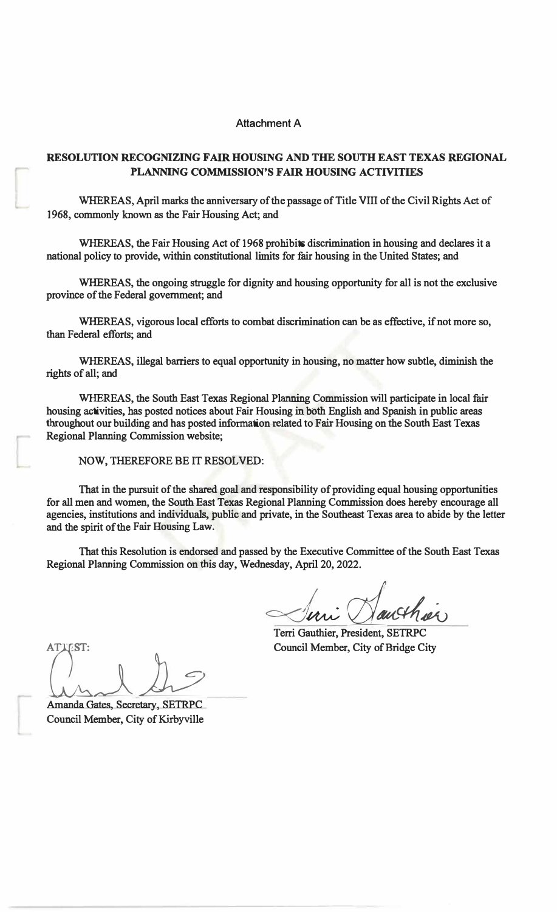Attachment A

**RESOLUTION RECOGNIZING FAIR HOUSING AND THE SOUTH EAST TEXAS REGIONAL PLANNING COMMISSION'S FAIR HOUSING ACTIVITIES**

WHEREAS, April marks the anniversary of the passage of Title VIII of the Civil Rights Act of 1968, commonly known as the Fair Housing Act; and

WHEREAS, the Fair Housing Act of 1968 prohibits discrimination in housing and declares it a national policy to provide, within constitutional limits for fair housing in the United States; and

WHEREAS, the ongoing struggle for dignity and housing opportunity for all is not the exclusive province of the Federal government; and

WHEREAS, vigorous local efforts to combat discrimination can be as effective, if not more so, than Federal efforts; and

WHEREAS, illegal barriers to equal opportunity in housing, no matter how subtle, diminish the rights of all; and

WHEREAS, the South East Texas Regional Planning Commission will participate in local fair housing activities, has posted notices about Fair Housing in both English and Spanish in public areas throughout our building and has posted information related to Fair Housing on the South East Texas Regional Planning Commission website;

NOW, THEREFORE BE IT RESOLVED:

That in the pursuit of the shared goal and responsibility of providing equal housing opportunities for all men and women, the South East Texas Regional Planning Commission does hereby encourage all agencies, institutions and individuals, public and private, in the Southeast Texas area to abide by the letter and the spirit of the Fair Housing Law.

That this Resolution is endorsed and passed by the Executive Committee of the South East Texas Regional Planning Commission on this day, Wednesday, April 20, 2022.

Terri Gauthier, President, SETRPC
Council Member, City of Bridge City

ATTEST:

Amanda Gates, Secretary, SETRPC
Council Member, City of Kirbyville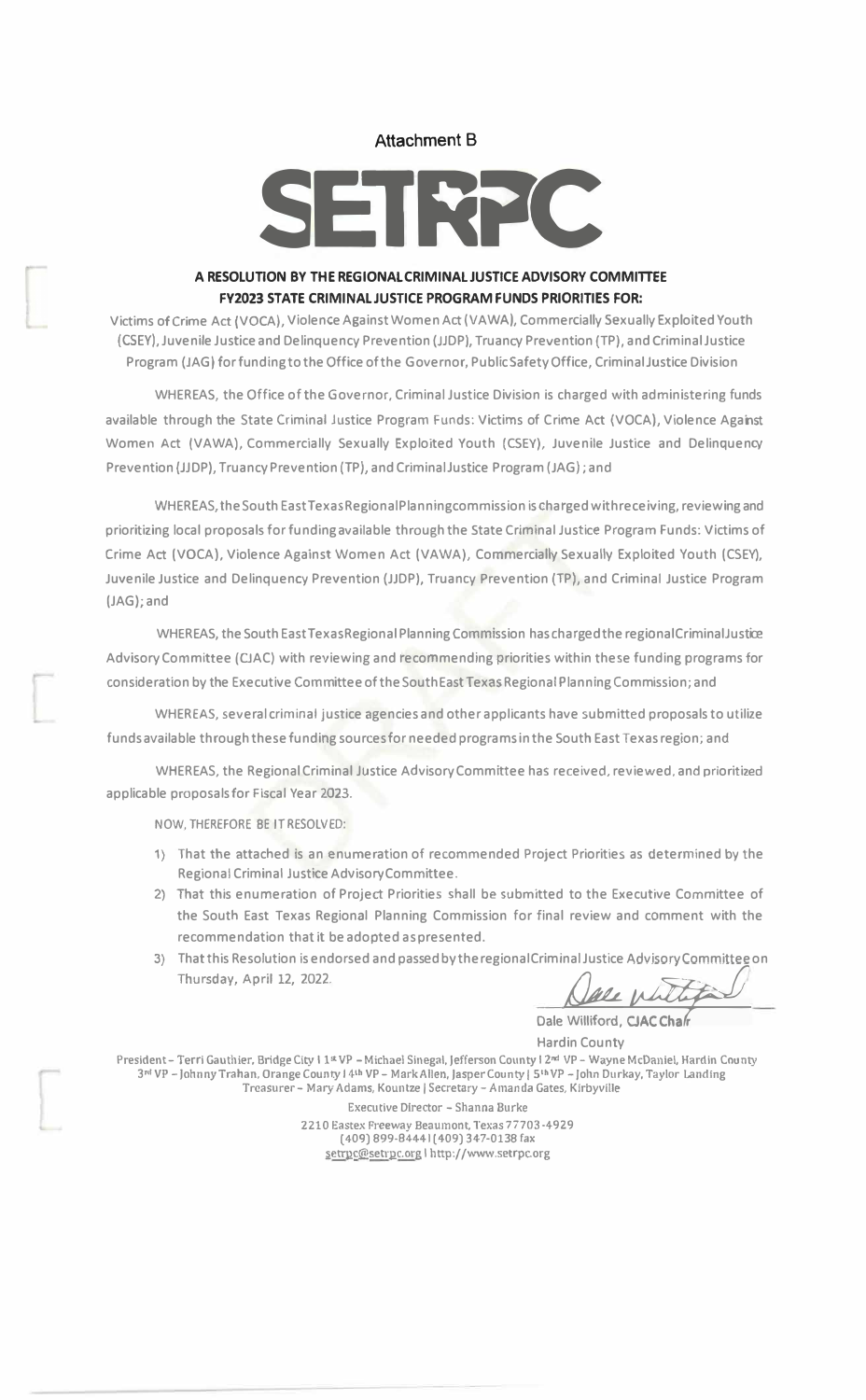Attachment B

# SETRPC

**A RESOLUTION BY THE REGIONAL CRIMINAL JUSTICE ADVISORY COMMITTEE**
**FY2023 STATE CRIMINAL JUSTICE PROGRAM FUNDS PRIORITIES FOR:**

Victims of Crime Act (VOCA), Violence Against Women Act (VAWA), Commercially Sexually Exploited Youth (CSEY), Juvenile Justice and Delinquency Prevention (JJDP), Truancy Prevention (TP), and Criminal Justice Program (JAG) for funding to the Office of the Governor, Public Safety Office, Criminal Justice Division

WHEREAS, the Office of the Governor, Criminal Justice Division is charged with administering funds available through the State Criminal Justice Program Funds: Victims of Crime Act (VOCA), Violence Against Women Act (VAWA), Commercially Sexually Exploited Youth (CSEY), Juvenile Justice and Delinquency Prevention (JJDP), Truancy Prevention (TP), and Criminal Justice Program (JAG); and

WHEREAS, the South East Texas Regional Planning commission is charged with receiving, reviewing and prioritizing local proposals for funding available through the State Criminal Justice Program Funds: Victims of Crime Act (VOCA), Violence Against Women Act (VAWA), Commercially Sexually Exploited Youth (CSEY), Juvenile Justice and Delinquency Prevention (JJDP), Truancy Prevention (TP), and Criminal Justice Program (JAG); and

WHEREAS, the South East Texas Regional Planning Commission has charged the regional Criminal Justice Advisory Committee (CJAC) with reviewing and recommending priorities within these funding programs for consideration by the Executive Committee of the South East Texas Regional Planning Commission; and

WHEREAS, several criminal justice agencies and other applicants have submitted proposals to utilize funds available through these funding sources for needed programs in the South East Texas region; and

WHEREAS, the Regional Criminal Justice Advisory Committee has received, reviewed, and prioritized applicable proposals for Fiscal Year 2023.

NOW, THEREFORE BE IT RESOLVED:

1) That the attached is an enumeration of recommended Project Priorities as determined by the Regional Criminal Justice Advisory Committee.
2) That this enumeration of Project Priorities shall be submitted to the Executive Committee of the South East Texas Regional Planning Commission for final review and comment with the recommendation that it be adopted as presented.
3) That this Resolution is endorsed and passed by the regional Criminal Justice Advisory Committee on Thursday, April 12, 2022.

Dale Williford, **CJAC Chair**
Hardin County

President – Terri Gauthier, Bridge City | 1st VP – Michael Sinegal, Jefferson County | 2nd VP – Wayne McDaniel, Hardin County
3rd VP – Johnny Trahan, Orange County | 4th VP – Mark Allen, Jasper County | 5th VP – John Durkay, Taylor Landing
Treasurer – Mary Adams, Kountze | Secretary – Amanda Gates, Kirbyville

Executive Director – Shanna Burke
2210 Eastex Freeway Beaumont, Texas 77703-4929
(409) 899-8444 | (409) 347-0138 fax
setrpc@setrpc.org | http://www.setrpc.org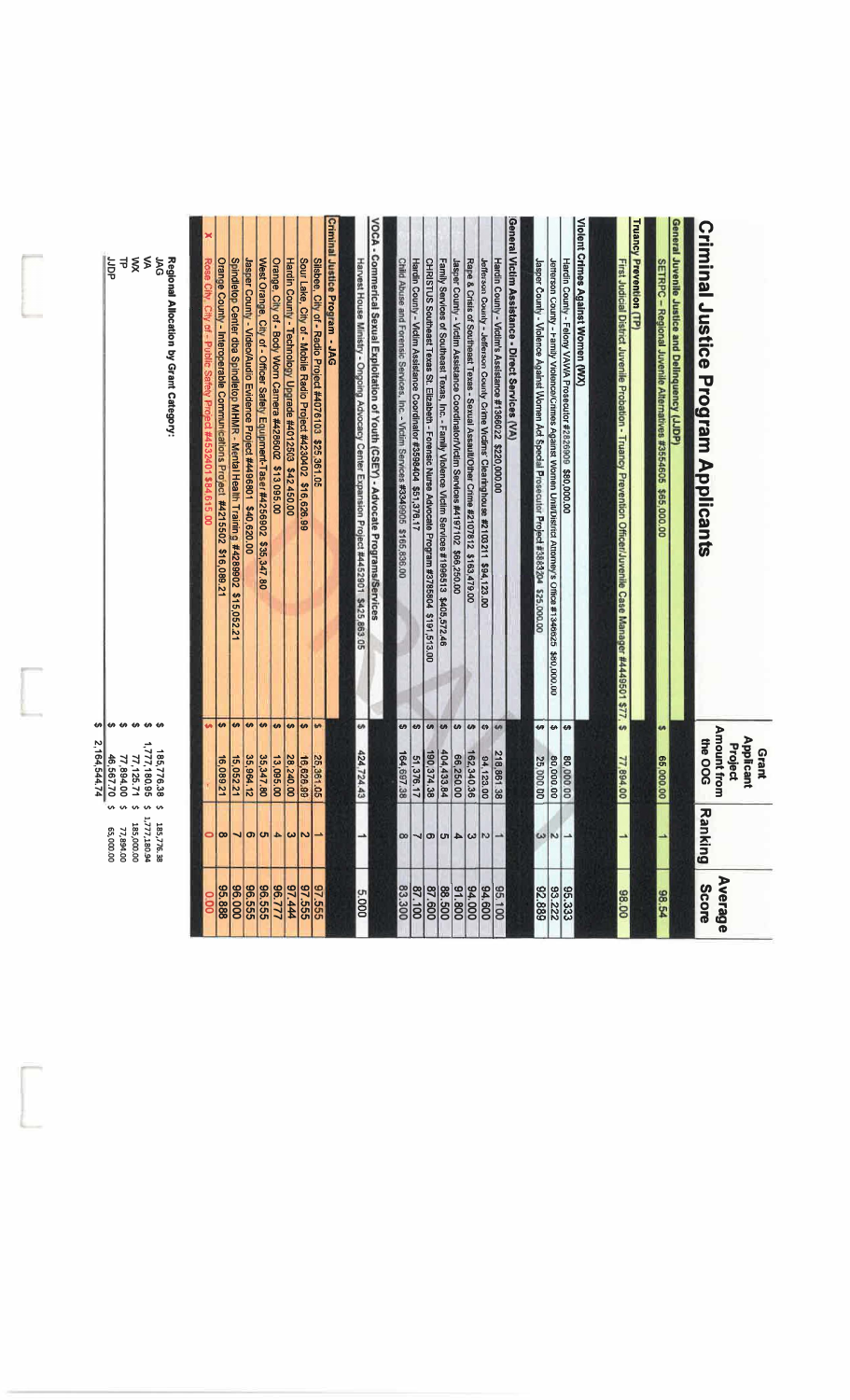# Criminal Justice Program Applicants

| | Grant Applicant Project Amount from the OOG | Ranking | Average Score |
|---|---|---|---|
| **General Juvenile Justice and Delinquency (JJDP)** | | | |
| SETRPC - Regional Juvenile Alternatives #3554605 $65,000.00 | $ 65,000.00 | 1 | 98.54 |
| **Truancy Prevention (TP)** | | | |
| First Judicial District Juvenile Probation - Truancy Prevention Officer/Juvenile Case Manager #4449501 $77... | $ 77,894.00 | 1 | 98.00 |
| **Violent Crimes Against Women (WX)** | | | |
| Hardin County - Felony VAWA Prosecutor #2826909 $80,000.00 | $ 80,000.00 | 1 | 95.333 |
| Jefferson County - Family Violence/Crimes Against Women Unit/District Attorney's Office #1346625 $60,000.00 | $ 60,000.00 | 2 | 93.222 |
| Jasper County - Violence Against Women Act Special Prosecutor Project #3583204 $25,000.00 | $ 25,000.00 | 3 | 92.889 |
| **General Victim Assistance - Direct Services (VA)** | | | |
| Hardin County - Victim's Assistance #1386022 $220,000.00 | $ 218,861.38 | 1 | 95.100 |
| Jefferson County - Jefferson County Crime Victims Clearinghouse #2103211 $94,123.00 | $ 94,123.00 | 2 | 94.600 |
| Rape & Crisis of Southeast Texas - Sexual Assault/Other Crime #2107812 $163,475.00 | $ 162,340.36 | 3 | 94.000 |
| Jasper County - Victim Assistance Coordinator/Victim Services #4197102 $66,250.00 | $ 66,250.00 | 4 | 91.800 |
| Family Services of Southeast Texas, Inc. - Family Violence Victim Services #1996513 $405,572.46 | $ 404,433.84 | 5 | 88.500 |
| CHRISTUS Southeast Texas St. Elizabeth - Forensic Nurse Advocate Program #3785604 $191,513.00 | $ 190,374.38 | 6 | 87.600 |
| Hardin County - Victim Assistance Coordinator #3598404 $51,376.17 | $ 51,376.17 | 7 | 87.100 |
| Child Abuse and Forensic Services, Inc. - Victim Services #3349905 $165,836.00 | $ 164,697.38 | 8 | 83.300 |
| **VOCA - Commercial Sexual Exploitation of Youth (CSEY) - Advocate Programs/Services** | | | |
| Harvest House Ministry - Ongoing Advocacy Center Expansion Project #4452901 $425,863.05 | $ 424,724.43 | 1 | 5.000 |
| **Criminal Justice Program - JAG** | | | |
| Silsbee, City of - Radio Project #4076103 $25,361.05 | $ 25,361.05 | 1 | 97.555 |
| Sour Lake, City of - Mobile Radio Project #4230402 $16,626.99 | $ 16,626.99 | 2 | 97.555 |
| Hardin County - Technology Upgrade #4012503 $42,450.00 | $ 28,240.00 | 3 | 97.444 |
| Orange, City of - Body Worn Camera #4286002 $13,095.00 | $ 13,095.00 | 4 | 96.777 |
| West Orange, City of - Officer Safety Equipment-Taser #4256602 $35,347.80 | $ 35,347.80 | 5 | 96.555 |
| Jasper County - Video/Audio Evidence Project #4459801 $40,620.00 | $ 35,964.12 | 6 | 96.555 |
| Spindletop Center dba Spindletop MHMR - Mental Health Training #4289902 $15,052.21 | $ 15,052.21 | 7 | 96.000 |
| Orange County - Interoperable Communications Project #4215502 $16,089.21 | $ 16,089.21 | 8 | 95.888 |
| X Rose City, City of - Public Safety Project #4532401 $84,615.00 | $ - | 0 | 0.00 |

**Regional Allocation by Grant Category:**

| | | |
|---|---|---|
| JAG | $ 185,776.38 | $ 185,776.38 |
| VA | $ 1,777,180.95 | $ 1,777,180.94 |
| WX | $ 77,125.71 | $ 185,000.00 |
| TP | $ 77,894.00 | $ 77,894.00 |
| JJDP | $ 46,567.70 | $ 65,000.00 |
| | $ 2,164,544.74 | |